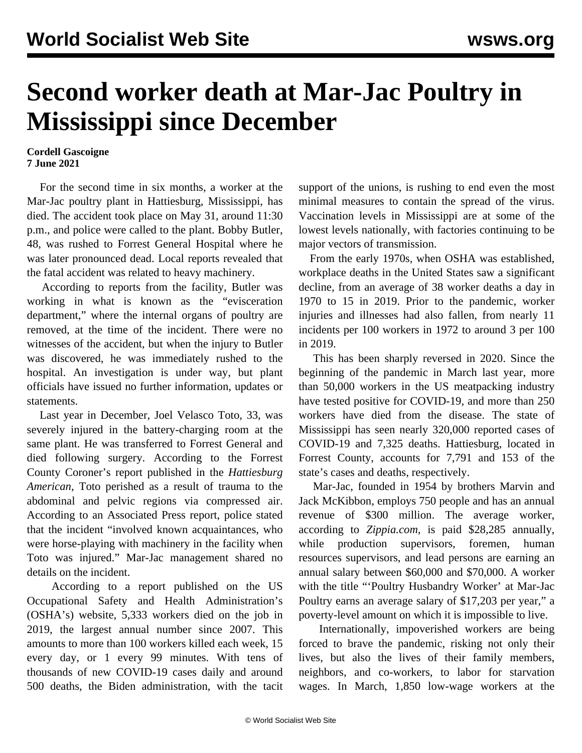# Second worker death at Mar-Jac Poultry in Mississippi since December

**Cordell Gascoigne**
**7 June 2021**

For the second time in six months, a worker at the Mar-Jac poultry plant in Hattiesburg, Mississippi, has died. The accident took place on May 31, around 11:30 p.m., and police were called to the plant. Bobby Butler, 48, was rushed to Forrest General Hospital where he was later pronounced dead. Local reports revealed that the fatal accident was related to heavy machinery.

According to reports from the facility, Butler was working in what is known as the "evisceration department," where the internal organs of poultry are removed, at the time of the incident. There were no witnesses of the accident, but when the injury to Butler was discovered, he was immediately rushed to the hospital. An investigation is under way, but plant officials have issued no further information, updates or statements.

Last year in December, Joel Velasco Toto, 33, was severely injured in the battery-charging room at the same plant. He was transferred to Forrest General and died following surgery. According to the Forrest County Coroner's report published in the *Hattiesburg American*, Toto perished as a result of trauma to the abdominal and pelvic regions via compressed air. According to an Associated Press report, police stated that the incident "involved known acquaintances, who were horse-playing with machinery in the facility when Toto was injured." Mar-Jac management shared no details on the incident.

According to a report published on the US Occupational Safety and Health Administration's (OSHA's) website, 5,333 workers died on the job in 2019, the largest annual number since 2007. This amounts to more than 100 workers killed each week, 15 every day, or 1 every 99 minutes. With tens of thousands of new COVID-19 cases daily and around 500 deaths, the Biden administration, with the tacit support of the unions, is rushing to end even the most minimal measures to contain the spread of the virus. Vaccination levels in Mississippi are at some of the lowest levels nationally, with factories continuing to be major vectors of transmission.

From the early 1970s, when OSHA was established, workplace deaths in the United States saw a significant decline, from an average of 38 worker deaths a day in 1970 to 15 in 2019. Prior to the pandemic, worker injuries and illnesses had also fallen, from nearly 11 incidents per 100 workers in 1972 to around 3 per 100 in 2019.

This has been sharply reversed in 2020. Since the beginning of the pandemic in March last year, more than 50,000 workers in the US meatpacking industry have tested positive for COVID-19, and more than 250 workers have died from the disease. The state of Mississippi has seen nearly 320,000 reported cases of COVID-19 and 7,325 deaths. Hattiesburg, located in Forrest County, accounts for 7,791 and 153 of the state's cases and deaths, respectively.

Mar-Jac, founded in 1954 by brothers Marvin and Jack McKibbon, employs 750 people and has an annual revenue of $300 million. The average worker, according to *Zippia.com*, is paid $28,285 annually, while production supervisors, foremen, human resources supervisors, and lead persons are earning an annual salary between $60,000 and $70,000. A worker with the title "'Poultry Husbandry Worker' at Mar-Jac Poultry earns an average salary of $17,203 per year," a poverty-level amount on which it is impossible to live.

Internationally, impoverished workers are being forced to brave the pandemic, risking not only their lives, but also the lives of their family members, neighbors, and co-workers, to labor for starvation wages. In March, 1,850 low-wage workers at the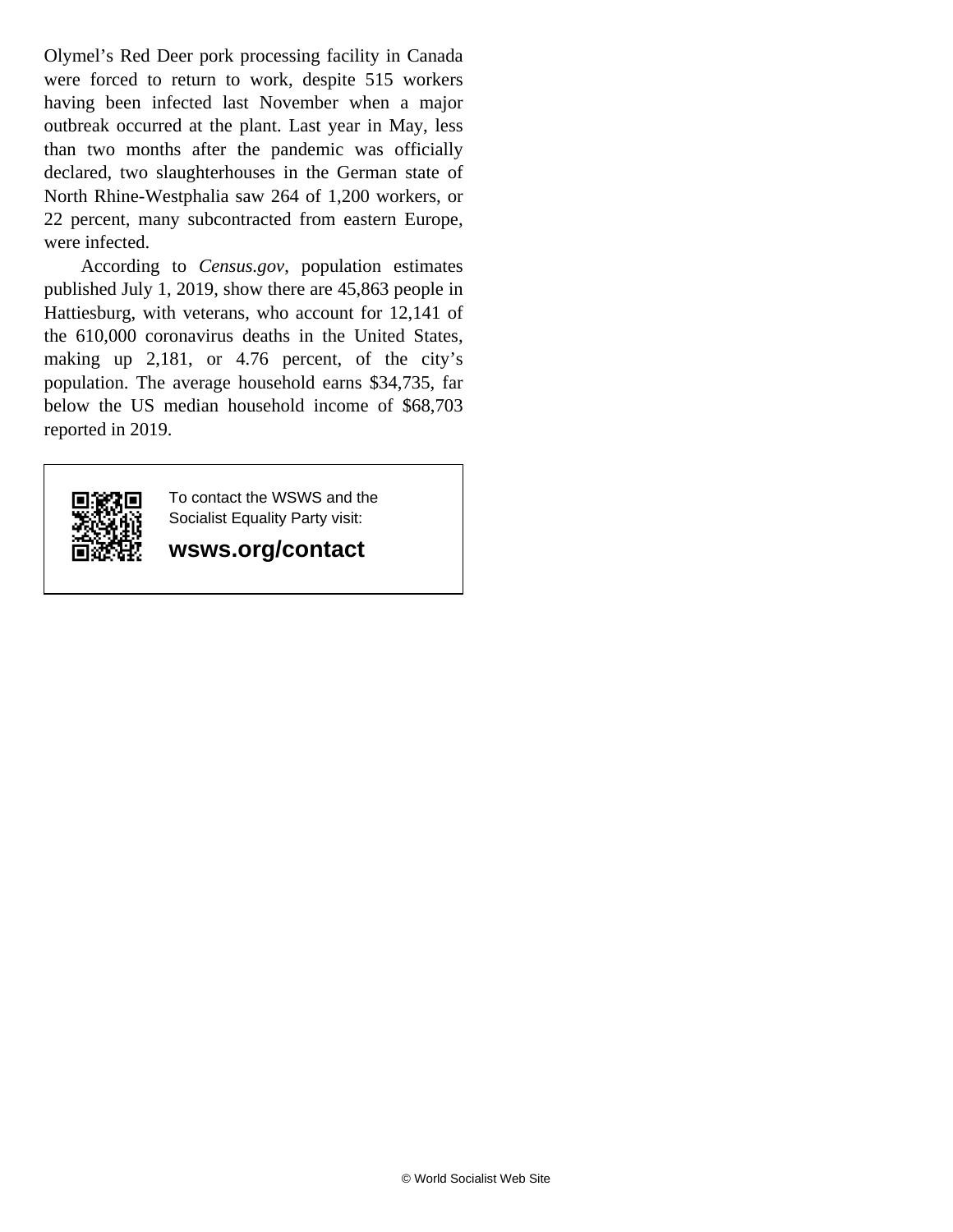Olymel's Red Deer pork processing facility in Canada were forced to return to work, despite 515 workers having been infected last November when a major outbreak occurred at the plant. Last year in May, less than two months after the pandemic was officially declared, two slaughterhouses in the German state of North Rhine-Westphalia saw 264 of 1,200 workers, or 22 percent, many subcontracted from eastern Europe, were infected.

According to *Census.gov*, population estimates published July 1, 2019, show there are 45,863 people in Hattiesburg, with veterans, who account for 12,141 of the 610,000 coronavirus deaths in the United States, making up 2,181, or 4.76 percent, of the city's population. The average household earns $34,735, far below the US median household income of $68,703 reported in 2019.

To contact the WSWS and the Socialist Equality Party visit:

**wsws.org/contact**